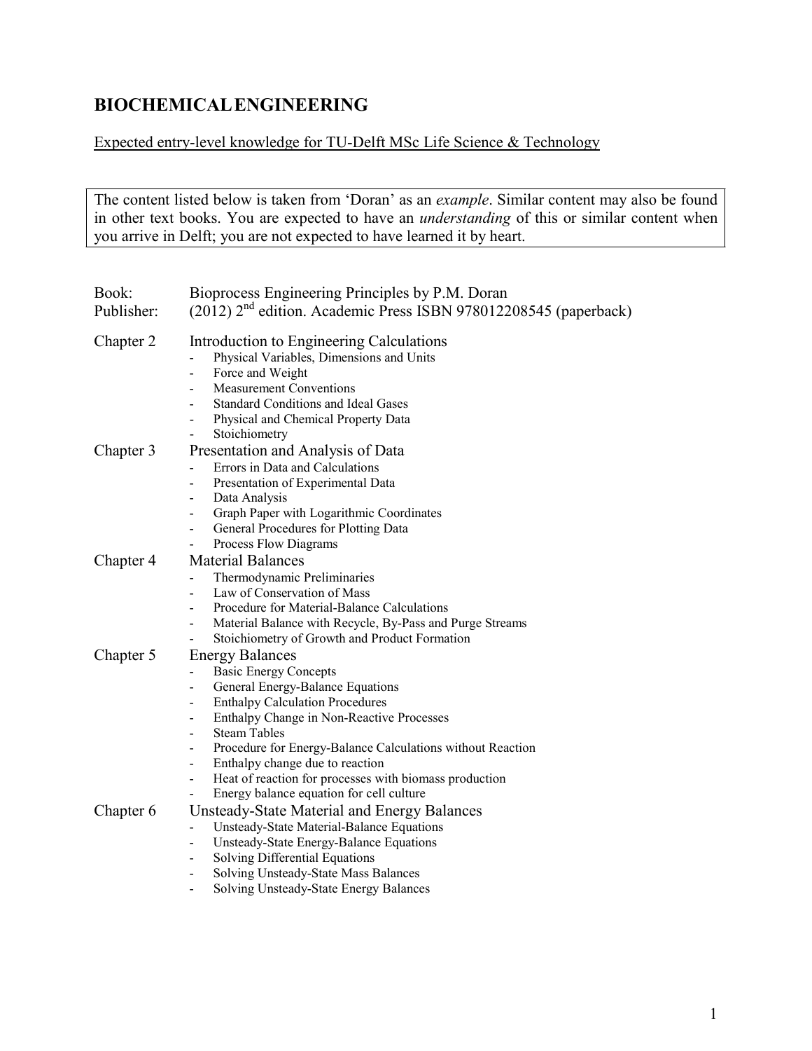## BIOCHEMICAL ENGINEERING

Expected entry-level knowledge for TU-Delft MSc Life Science & Technology

The content listed below is taken from 'Doran' as an *example*. Similar content may also be found in other text books. You are expected to have an *understanding* of this or similar content when you arrive in Delft; you are not expected to have learned it by heart.

Book: Bioprocess Engineering Principles by P.M. Doran
Publisher: (2012) 2nd edition. Academic Press ISBN 978012208545 (paperback)

**Chapter 2** Introduction to Engineering Calculations

- Physical Variables, Dimensions and Units
- Force and Weight
- Measurement Conventions
- Standard Conditions and Ideal Gases
- Physical and Chemical Property Data
- Stoichiometry

**Chapter 3** Presentation and Analysis of Data

- Errors in Data and Calculations
- Presentation of Experimental Data
- Data Analysis
- Graph Paper with Logarithmic Coordinates
- General Procedures for Plotting Data
- Process Flow Diagrams

**Chapter 4** Material Balances

- Thermodynamic Preliminaries
- Law of Conservation of Mass
- Procedure for Material-Balance Calculations
- Material Balance with Recycle, By-Pass and Purge Streams
- Stoichiometry of Growth and Product Formation

**Chapter 5** Energy Balances

- Basic Energy Concepts
- General Energy-Balance Equations
- Enthalpy Calculation Procedures
- Enthalpy Change in Non-Reactive Processes
- Steam Tables
- Procedure for Energy-Balance Calculations without Reaction
- Enthalpy change due to reaction
- Heat of reaction for processes with biomass production
- Energy balance equation for cell culture

**Chapter 6** Unsteady-State Material and Energy Balances

- Unsteady-State Material-Balance Equations
- Unsteady-State Energy-Balance Equations
- Solving Differential Equations
- Solving Unsteady-State Mass Balances
- Solving Unsteady-State Energy Balances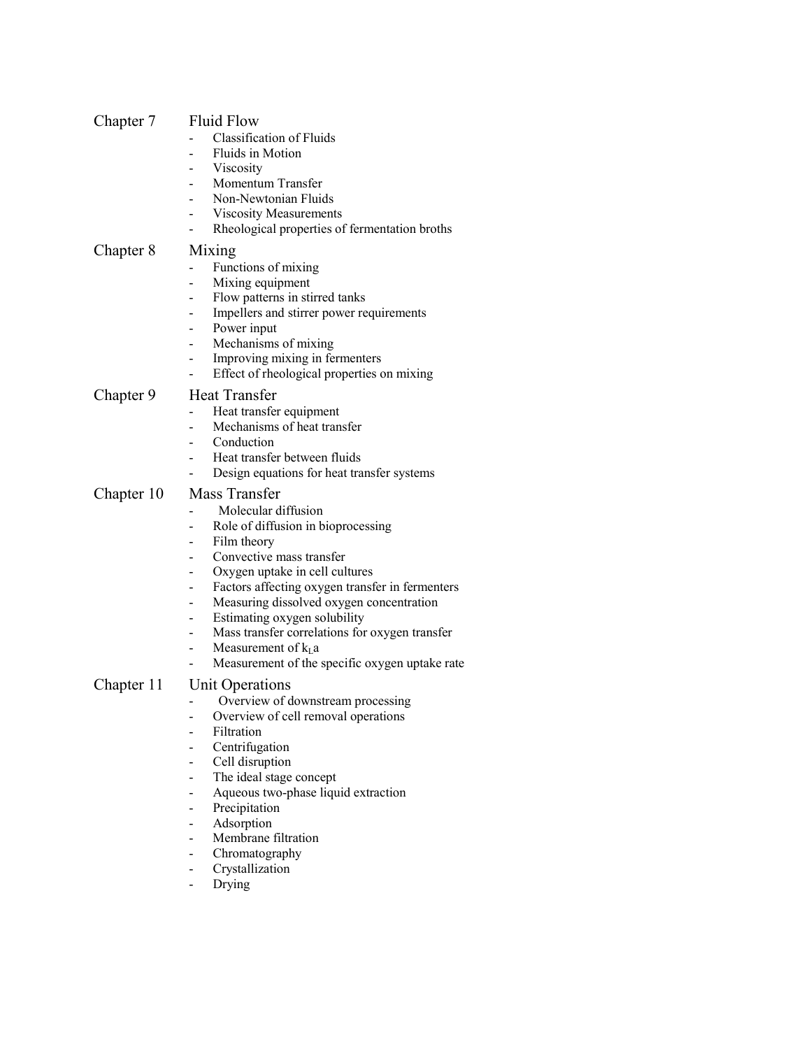Chapter 7 Fluid Flow

- Classification of Fluids
- Fluids in Motion
- Viscosity
- Momentum Transfer
- Non-Newtonian Fluids
- Viscosity Measurements
- Rheological properties of fermentation broths

Chapter 8 Mixing

- Functions of mixing
- Mixing equipment
- Flow patterns in stirred tanks
- Impellers and stirrer power requirements
- Power input
- Mechanisms of mixing
- Improving mixing in fermenters
- Effect of rheological properties on mixing

Chapter 9 Heat Transfer

- Heat transfer equipment
- Mechanisms of heat transfer
- Conduction
- Heat transfer between fluids
- Design equations for heat transfer systems

Chapter 10 Mass Transfer

- Molecular diffusion
- Role of diffusion in bioprocessing
- Film theory
- Convective mass transfer
- Oxygen uptake in cell cultures
- Factors affecting oxygen transfer in fermenters
- Measuring dissolved oxygen concentration
- Estimating oxygen solubility
- Mass transfer correlations for oxygen transfer
- Measurement of $k_La$
- Measurement of the specific oxygen uptake rate

Chapter 11 Unit Operations

- Overview of downstream processing
- Overview of cell removal operations
- Filtration
- Centrifugation
- Cell disruption
- The ideal stage concept
- Aqueous two-phase liquid extraction
- Precipitation
- Adsorption
- Membrane filtration
- Chromatography
- Crystallization
- Drying